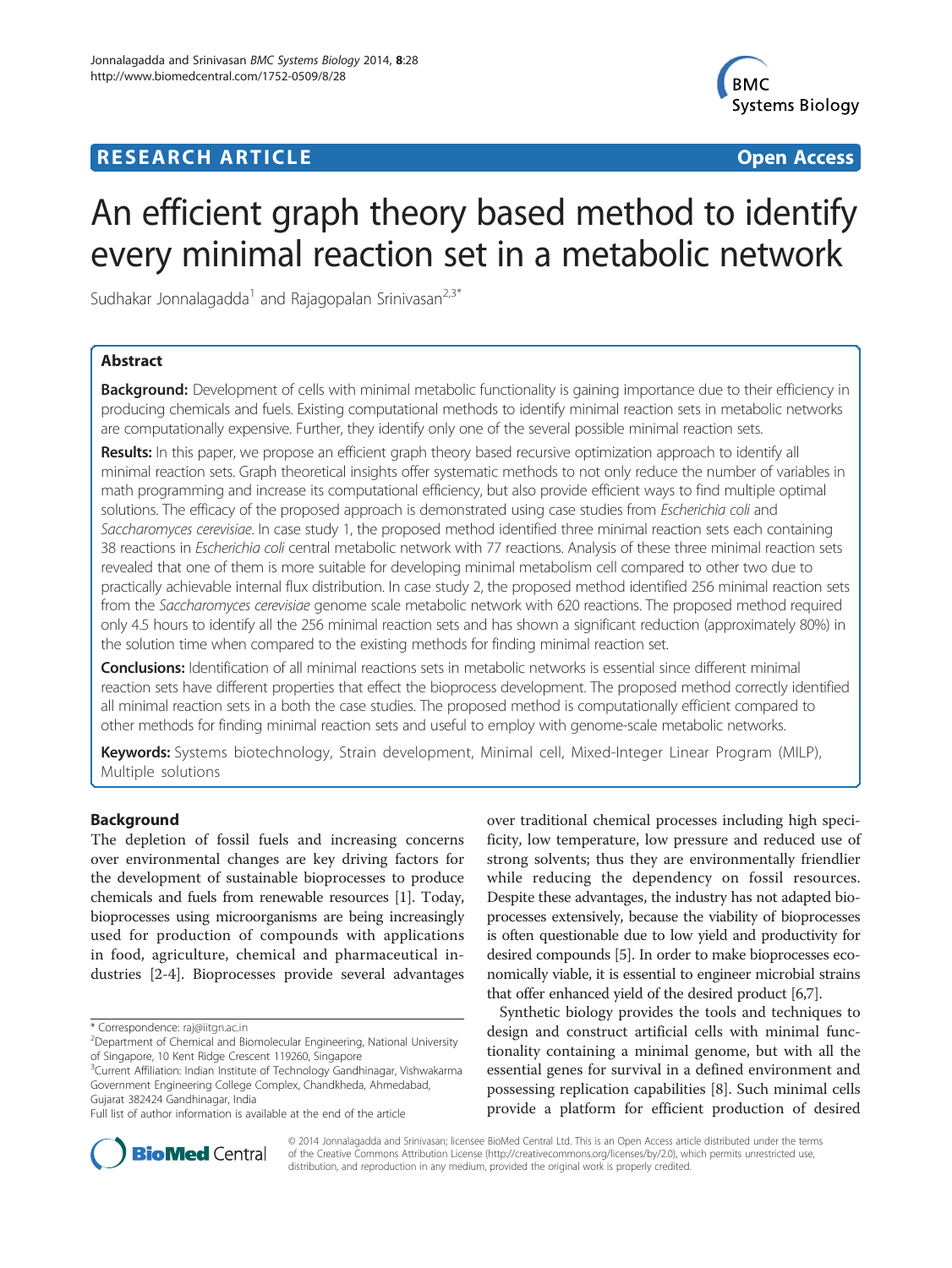**RESEARCH ARTICLE** **Open Access**

# An efficient graph theory based method to identify every minimal reaction set in a metabolic network

Sudhakar Jonnalagadda[1] and Rajagopalan Srinivasan[2,3*]

## Abstract

**Background:** Development of cells with minimal metabolic functionality is gaining importance due to their efficiency in producing chemicals and fuels. Existing computational methods to identify minimal reaction sets in metabolic networks are computationally expensive. Further, they identify only one of the several possible minimal reaction sets.

**Results:** In this paper, we propose an efficient graph theory based recursive optimization approach to identify all minimal reaction sets. Graph theoretical insights offer systematic methods to not only reduce the number of variables in math programming and increase its computational efficiency, but also provide efficient ways to find multiple optimal solutions. The efficacy of the proposed approach is demonstrated using case studies from *Escherichia coli* and *Saccharomyces cerevisiae*. In case study 1, the proposed method identified three minimal reaction sets each containing 38 reactions in *Escherichia coli* central metabolic network with 77 reactions. Analysis of these three minimal reaction sets revealed that one of them is more suitable for developing minimal metabolism cell compared to other two due to practically achievable internal flux distribution. In case study 2, the proposed method identified 256 minimal reaction sets from the *Saccharomyces cerevisiae* genome scale metabolic network with 620 reactions. The proposed method required only 4.5 hours to identify all the 256 minimal reaction sets and has shown a significant reduction (approximately 80%) in the solution time when compared to the existing methods for finding minimal reaction set.

**Conclusions:** Identification of all minimal reactions sets in metabolic networks is essential since different minimal reaction sets have different properties that effect the bioprocess development. The proposed method correctly identified all minimal reaction sets in a both the case studies. The proposed method is computationally efficient compared to other methods for finding minimal reaction sets and useful to employ with genome-scale metabolic networks.

**Keywords:** Systems biotechnology, Strain development, Minimal cell, Mixed-Integer Linear Program (MILP), Multiple solutions

## Background

The depletion of fossil fuels and increasing concerns over environmental changes are key driving factors for the development of sustainable bioprocesses to produce chemicals and fuels from renewable resources [1]. Today, bioprocesses using microorganisms are being increasingly used for production of compounds with applications in food, agriculture, chemical and pharmaceutical industries [2-4]. Bioprocesses provide several advantages over traditional chemical processes including high specificity, low temperature, low pressure and reduced use of strong solvents; thus they are environmentally friendlier while reducing the dependency on fossil resources. Despite these advantages, the industry has not adapted bioprocesses extensively, because the viability of bioprocesses is often questionable due to low yield and productivity for desired compounds [5]. In order to make bioprocesses economically viable, it is essential to engineer microbial strains that offer enhanced yield of the desired product [6,7].

Synthetic biology provides the tools and techniques to design and construct artificial cells with minimal functionality containing a minimal genome, but with all the essential genes for survival in a defined environment and possessing replication capabilities [8]. Such minimal cells provide a platform for efficient production of desired

\* Correspondence: raj@iitgn.ac.in
[2]Department of Chemical and Biomolecular Engineering, National University of Singapore, 10 Kent Ridge Crescent 119260, Singapore
[3]Current Affiliation: Indian Institute of Technology Gandhinagar, Vishwakarma Government Engineering College Complex, Chandkheda, Ahmedabad, Gujarat 382424 Gandhinagar, India
Full list of author information is available at the end of the article

© 2014 Jonnalagadda and Srinivasan; licensee BioMed Central Ltd. This is an Open Access article distributed under the terms of the Creative Commons Attribution License (http://creativecommons.org/licenses/by/2.0), which permits unrestricted use, distribution, and reproduction in any medium, provided the original work is properly credited.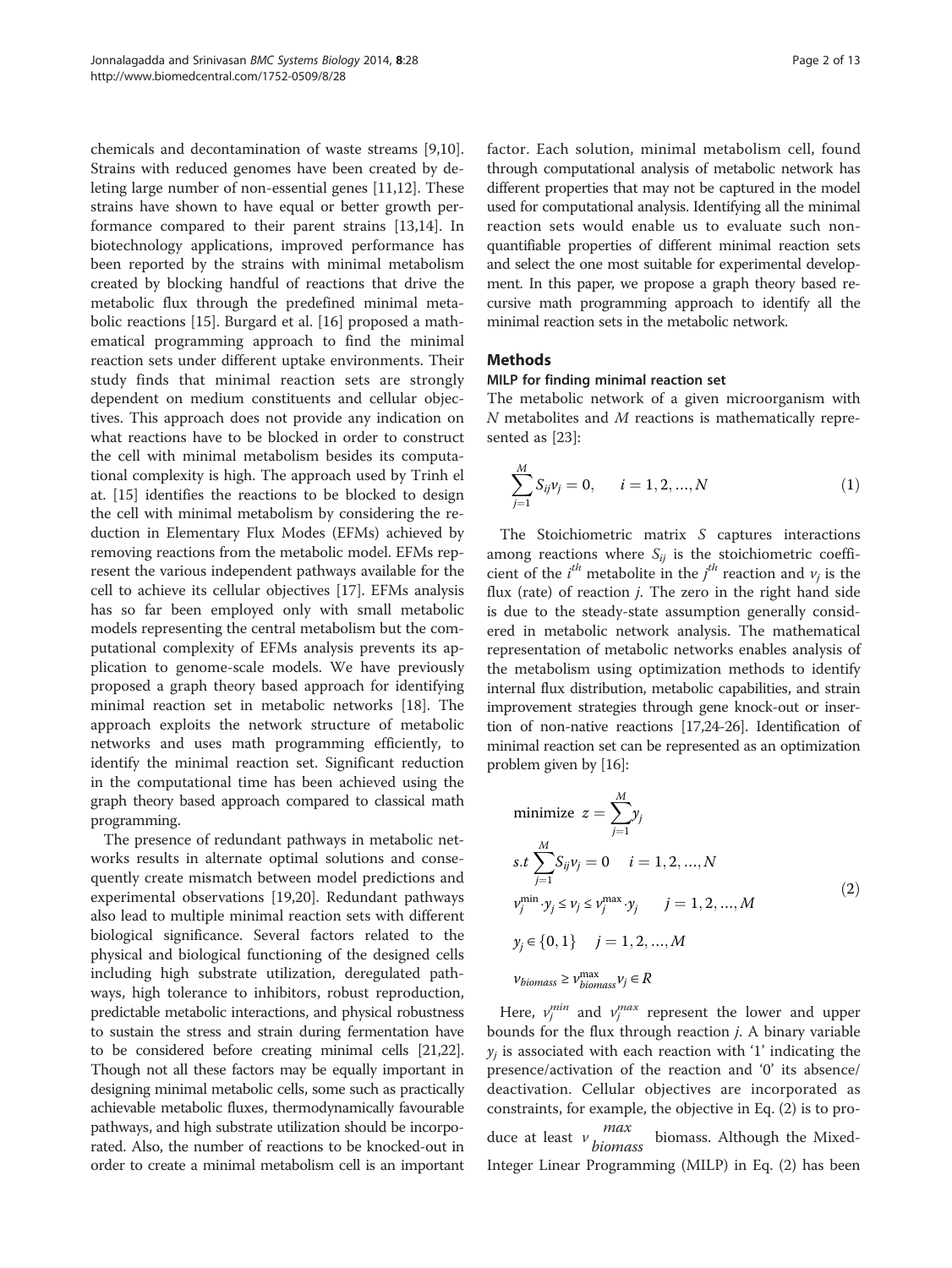chemicals and decontamination of waste streams [9,10]. Strains with reduced genomes have been created by deleting large number of non-essential genes [11,12]. These strains have shown to have equal or better growth performance compared to their parent strains [13,14]. In biotechnology applications, improved performance has been reported by the strains with minimal metabolism created by blocking handful of reactions that drive the metabolic flux through the predefined minimal metabolic reactions [15]. Burgard et al. [16] proposed a mathematical programming approach to find the minimal reaction sets under different uptake environments. Their study finds that minimal reaction sets are strongly dependent on medium constituents and cellular objectives. This approach does not provide any indication on what reactions have to be blocked in order to construct the cell with minimal metabolism besides its computational complexity is high. The approach used by Trinh el at. [15] identifies the reactions to be blocked to design the cell with minimal metabolism by considering the reduction in Elementary Flux Modes (EFMs) achieved by removing reactions from the metabolic model. EFMs represent the various independent pathways available for the cell to achieve its cellular objectives [17]. EFMs analysis has so far been employed only with small metabolic models representing the central metabolism but the computational complexity of EFMs analysis prevents its application to genome-scale models. We have previously proposed a graph theory based approach for identifying minimal reaction set in metabolic networks [18]. The approach exploits the network structure of metabolic networks and uses math programming efficiently, to identify the minimal reaction set. Significant reduction in the computational time has been achieved using the graph theory based approach compared to classical math programming.

The presence of redundant pathways in metabolic networks results in alternate optimal solutions and consequently create mismatch between model predictions and experimental observations [19,20]. Redundant pathways also lead to multiple minimal reaction sets with different biological significance. Several factors related to the physical and biological functioning of the designed cells including high substrate utilization, deregulated pathways, high tolerance to inhibitors, robust reproduction, predictable metabolic interactions, and physical robustness to sustain the stress and strain during fermentation have to be considered before creating minimal cells [21,22]. Though not all these factors may be equally important in designing minimal metabolic cells, some such as practically achievable metabolic fluxes, thermodynamically favourable pathways, and high substrate utilization should be incorporated. Also, the number of reactions to be knocked-out in order to create a minimal metabolism cell is an important factor. Each solution, minimal metabolism cell, found through computational analysis of metabolic network has different properties that may not be captured in the model used for computational analysis. Identifying all the minimal reaction sets would enable us to evaluate such non-quantifiable properties of different minimal reaction sets and select the one most suitable for experimental development. In this paper, we propose a graph theory based recursive math programming approach to identify all the minimal reaction sets in the metabolic network.

## Methods

### MILP for finding minimal reaction set

The metabolic network of a given microorganism with $N$ metabolites and $M$ reactions is mathematically represented as [23]:

$$\sum_{j=1}^{M} S_{ij} v_j = 0, \quad i = 1, 2, ..., N \tag{1}$$

The Stoichiometric matrix $S$ captures interactions among reactions where $S_{ij}$ is the stoichiometric coefficient of the $i^{th}$ metabolite in the $j^{th}$ reaction and $v_j$ is the flux (rate) of reaction $j$. The zero in the right hand side is due to the steady-state assumption generally considered in metabolic network analysis. The mathematical representation of metabolic networks enables analysis of the metabolism using optimization methods to identify internal flux distribution, metabolic capabilities, and strain improvement strategies through gene knock-out or insertion of non-native reactions [17,24-26]. Identification of minimal reaction set can be represented as an optimization problem given by [16]:

$$\begin{aligned}
&\text{minimize } z = \sum_{j=1}^{M} y_j \\
&s.t \sum_{j=1}^{M} S_{ij} v_j = 0 \quad i = 1, 2, ..., N \\
&v_j^{\min} \cdot y_j \le v_j \le v_j^{\max} \cdot y_j \quad j = 1, 2, ..., M \\
&y_j \in \{0, 1\} \quad j = 1, 2, ..., M \\
&v_{biomass} \ge v_{biomass}^{\max} v_j \in R
\end{aligned} \tag{2}$$

Here, $v_j^{min}$ and $v_j^{max}$ represent the lower and upper bounds for the flux through reaction $j$. A binary variable $y_j$ is associated with each reaction with '1' indicating the presence/activation of the reaction and '0' its absence/deactivation. Cellular objectives are incorporated as constraints, for example, the objective in Eq. (2) is to produce at least $v_{biomass}^{max}$ biomass. Although the Mixed-Integer Linear Programming (MILP) in Eq. (2) has been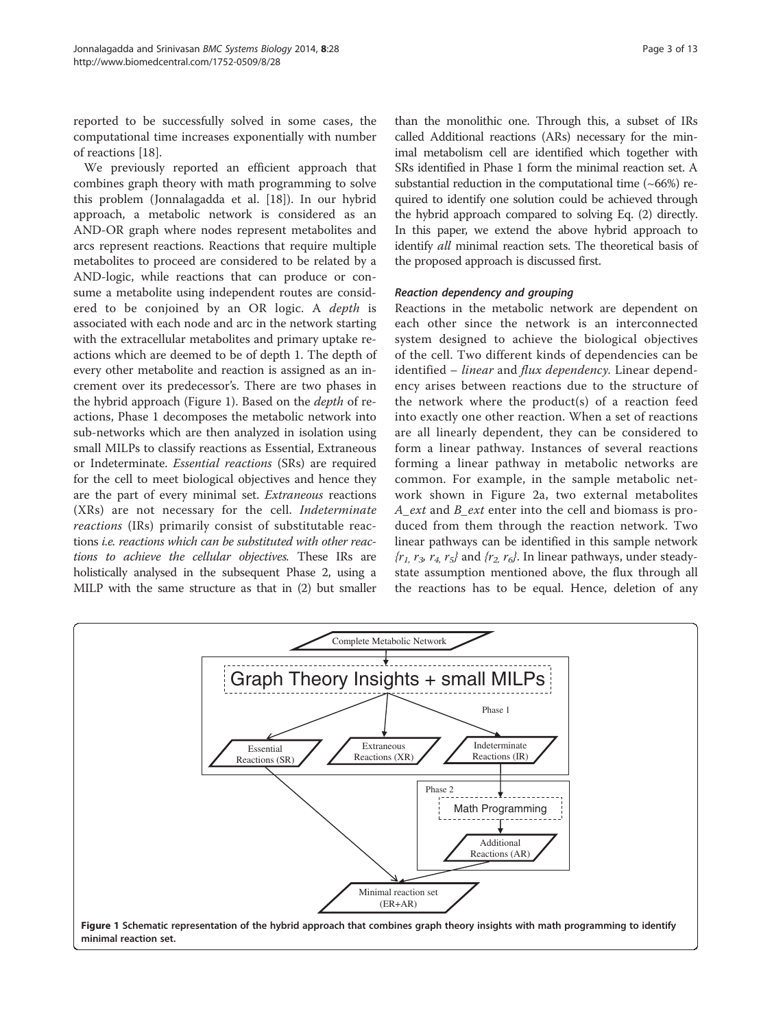reported to be successfully solved in some cases, the computational time increases exponentially with number of reactions [18].

We previously reported an efficient approach that combines graph theory with math programming to solve this problem (Jonnalagadda et al. [18]). In our hybrid approach, a metabolic network is considered as an AND-OR graph where nodes represent metabolites and arcs represent reactions. Reactions that require multiple metabolites to proceed are considered to be related by a AND-logic, while reactions that can produce or consume a metabolite using independent routes are considered to be conjoined by an OR logic. A *depth* is associated with each node and arc in the network starting with the extracellular metabolites and primary uptake reactions which are deemed to be of depth 1. The depth of every other metabolite and reaction is assigned as an increment over its predecessor's. There are two phases in the hybrid approach (Figure 1). Based on the *depth* of reactions, Phase 1 decomposes the metabolic network into sub-networks which are then analyzed in isolation using small MILPs to classify reactions as Essential, Extraneous or Indeterminate. *Essential reactions* (SRs) are required for the cell to meet biological objectives and hence they are the part of every minimal set. *Extraneous* reactions (XRs) are not necessary for the cell. *Indeterminate reactions* (IRs) primarily consist of substitutable reactions *i.e. reactions which can be substituted with other reactions to achieve the cellular objectives.* These IRs are holistically analysed in the subsequent Phase 2, using a MILP with the same structure as that in (2) but smaller than the monolithic one. Through this, a subset of IRs called Additional reactions (ARs) necessary for the minimal metabolism cell are identified which together with SRs identified in Phase 1 form the minimal reaction set. A substantial reduction in the computational time (~66%) required to identify one solution could be achieved through the hybrid approach compared to solving Eq. (2) directly. In this paper, we extend the above hybrid approach to identify *all* minimal reaction sets. The theoretical basis of the proposed approach is discussed first.

### Reaction dependency and grouping

Reactions in the metabolic network are dependent on each other since the network is an interconnected system designed to achieve the biological objectives of the cell. Two different kinds of dependencies can be identified – *linear* and *flux dependency*. Linear dependency arises between reactions due to the structure of the network where the product(s) of a reaction feed into exactly one other reaction. When a set of reactions are all linearly dependent, they can be considered to form a linear pathway. Instances of several reactions forming a linear pathway in metabolic networks are common. For example, in the sample metabolic network shown in Figure 2a, two external metabolites *A_ext* and *B_ext* enter into the cell and biomass is produced from them through the reaction network. Two linear pathways can be identified in this sample network $\{r_1, r_3, r_4, r_5\}$ and $\{r_2, r_6\}$. In linear pathways, under steady-state assumption mentioned above, the flux through all the reactions has to be equal. Hence, deletion of any

**Figure 1 Schematic representation of the hybrid approach that combines graph theory insights with math programming to identify minimal reaction set.**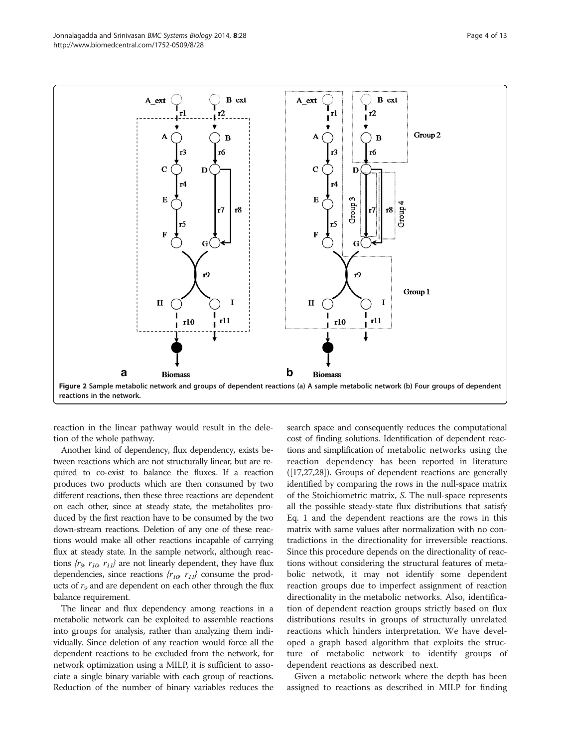**Figure 2 Sample metabolic network and groups of dependent reactions (a) A sample metabolic network (b) Four groups of dependent reactions in the network.**

reaction in the linear pathway would result in the deletion of the whole pathway.

Another kind of dependency, flux dependency, exists between reactions which are not structurally linear, but are required to co-exist to balance the fluxes. If a reaction produces two products which are then consumed by two different reactions, then these three reactions are dependent on each other, since at steady state, the metabolites produced by the first reaction have to be consumed by the two down-stream reactions. Deletion of any one of these reactions would make all other reactions incapable of carrying flux at steady state. In the sample network, although reactions $\{r_9, r_{10}, r_{11}\}$ are not linearly dependent, they have flux dependencies, since reactions $\{r_{10}, r_{11}\}$ consume the products of $r_9$ and are dependent on each other through the flux balance requirement.

The linear and flux dependency among reactions in a metabolic network can be exploited to assemble reactions into groups for analysis, rather than analyzing them individually. Since deletion of any reaction would force all the dependent reactions to be excluded from the network, for network optimization using a MILP, it is sufficient to associate a single binary variable with each group of reactions. Reduction of the number of binary variables reduces the search space and consequently reduces the computational cost of finding solutions. Identification of dependent reactions and simplification of metabolic networks using the reaction dependency has been reported in literature ([17,27,28]). Groups of dependent reactions are generally identified by comparing the rows in the null-space matrix of the Stoichiometric matrix, *S*. The null-space represents all the possible steady-state flux distributions that satisfy Eq. 1 and the dependent reactions are the rows in this matrix with same values after normalization with no contradictions in the directionality for irreversible reactions. Since this procedure depends on the directionality of reactions without considering the structural features of metabolic netwotk, it may not identify some dependent reaction groups due to imperfect assignment of reaction directionality in the metabolic networks. Also, identification of dependent reaction groups strictly based on flux distributions results in groups of structurally unrelated reactions which hinders interpretation. We have developed a graph based algorithm that exploits the structure of metabolic network to identify groups of dependent reactions as described next.

Given a metabolic network where the depth has been assigned to reactions as described in MILP for finding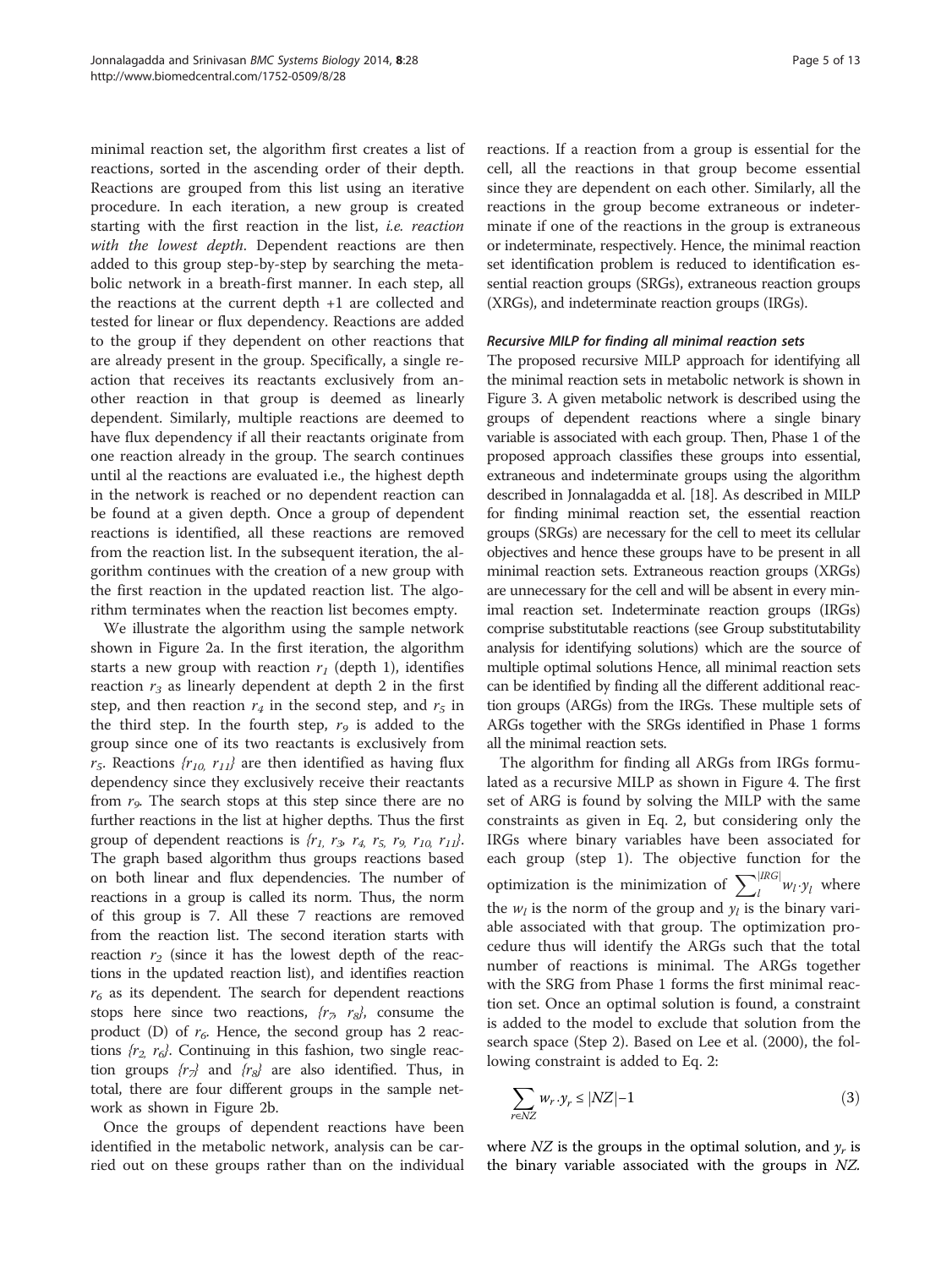minimal reaction set, the algorithm first creates a list of reactions, sorted in the ascending order of their depth. Reactions are grouped from this list using an iterative procedure. In each iteration, a new group is created starting with the first reaction in the list, *i.e. reaction with the lowest depth*. Dependent reactions are then added to this group step-by-step by searching the metabolic network in a breath-first manner. In each step, all the reactions at the current depth +1 are collected and tested for linear or flux dependency. Reactions are added to the group if they dependent on other reactions that are already present in the group. Specifically, a single reaction that receives its reactants exclusively from another reaction in that group is deemed as linearly dependent. Similarly, multiple reactions are deemed to have flux dependency if all their reactants originate from one reaction already in the group. The search continues until al the reactions are evaluated i.e., the highest depth in the network is reached or no dependent reaction can be found at a given depth. Once a group of dependent reactions is identified, all these reactions are removed from the reaction list. In the subsequent iteration, the algorithm continues with the creation of a new group with the first reaction in the updated reaction list. The algorithm terminates when the reaction list becomes empty.

We illustrate the algorithm using the sample network shown in Figure 2a. In the first iteration, the algorithm starts a new group with reaction $r_1$ (depth 1), identifies reaction $r_3$ as linearly dependent at depth 2 in the first step, and then reaction $r_4$ in the second step, and $r_5$ in the third step. In the fourth step, $r_9$ is added to the group since one of its two reactants is exclusively from $r_5$. Reactions $\{r_{10}, r_{11}\}$ are then identified as having flux dependency since they exclusively receive their reactants from $r_9$. The search stops at this step since there are no further reactions in the list at higher depths. Thus the first group of dependent reactions is $\{r_1, r_3, r_4, r_5, r_9, r_{10}, r_{11}\}$. The graph based algorithm thus groups reactions based on both linear and flux dependencies. The number of reactions in a group is called its norm. Thus, the norm of this group is 7. All these 7 reactions are removed from the reaction list. The second iteration starts with reaction $r_2$ (since it has the lowest depth of the reactions in the updated reaction list), and identifies reaction $r_6$ as its dependent. The search for dependent reactions stops here since two reactions, $\{r_7, r_8\}$, consume the product (D) of $r_6$. Hence, the second group has 2 reactions $\{r_2, r_6\}$. Continuing in this fashion, two single reaction groups $\{r_7\}$ and $\{r_8\}$ are also identified. Thus, in total, there are four different groups in the sample network as shown in Figure 2b.

Once the groups of dependent reactions have been identified in the metabolic network, analysis can be carried out on these groups rather than on the individual reactions. If a reaction from a group is essential for the cell, all the reactions in that group become essential since they are dependent on each other. Similarly, all the reactions in the group become extraneous or indeterminate if one of the reactions in the group is extraneous or indeterminate, respectively. Hence, the minimal reaction set identification problem is reduced to identification essential reaction groups (SRGs), extraneous reaction groups (XRGs), and indeterminate reaction groups (IRGs).

#### *Recursive MILP for finding all minimal reaction sets*

The proposed recursive MILP approach for identifying all the minimal reaction sets in metabolic network is shown in Figure 3. A given metabolic network is described using the groups of dependent reactions where a single binary variable is associated with each group. Then, Phase 1 of the proposed approach classifies these groups into essential, extraneous and indeterminate groups using the algorithm described in Jonnalagadda et al. [18]. As described in MILP for finding minimal reaction set, the essential reaction groups (SRGs) are necessary for the cell to meet its cellular objectives and hence these groups have to be present in all minimal reaction sets. Extraneous reaction groups (XRGs) are unnecessary for the cell and will be absent in every minimal reaction set. Indeterminate reaction groups (IRGs) comprise substitutable reactions (see Group substitutability analysis for identifying solutions) which are the source of multiple optimal solutions Hence, all minimal reaction sets can be identified by finding all the different additional reaction groups (ARGs) from the IRGs. These multiple sets of ARGs together with the SRGs identified in Phase 1 forms all the minimal reaction sets.

The algorithm for finding all ARGs from IRGs formulated as a recursive MILP as shown in Figure 4. The first set of ARG is found by solving the MILP with the same constraints as given in Eq. 2, but considering only the IRGs where binary variables have been associated for each group (step 1). The objective function for the optimization is the minimization of $\sum_{l}^{|IRG|} w_l \cdot y_l$ where the $w_l$ is the norm of the group and $y_l$ is the binary variable associated with that group. The optimization procedure thus will identify the ARGs such that the total number of reactions is minimal. The ARGs together with the SRG from Phase 1 forms the first minimal reaction set. Once an optimal solution is found, a constraint is added to the model to exclude that solution from the search space (Step 2). Based on Lee et al. (2000), the following constraint is added to Eq. 2:

$$\sum_{r \in NZ} w_r \cdot y_r \leq |NZ| - 1 \tag{3}$$

where $NZ$ is the groups in the optimal solution, and $y_r$ is the binary variable associated with the groups in $NZ$.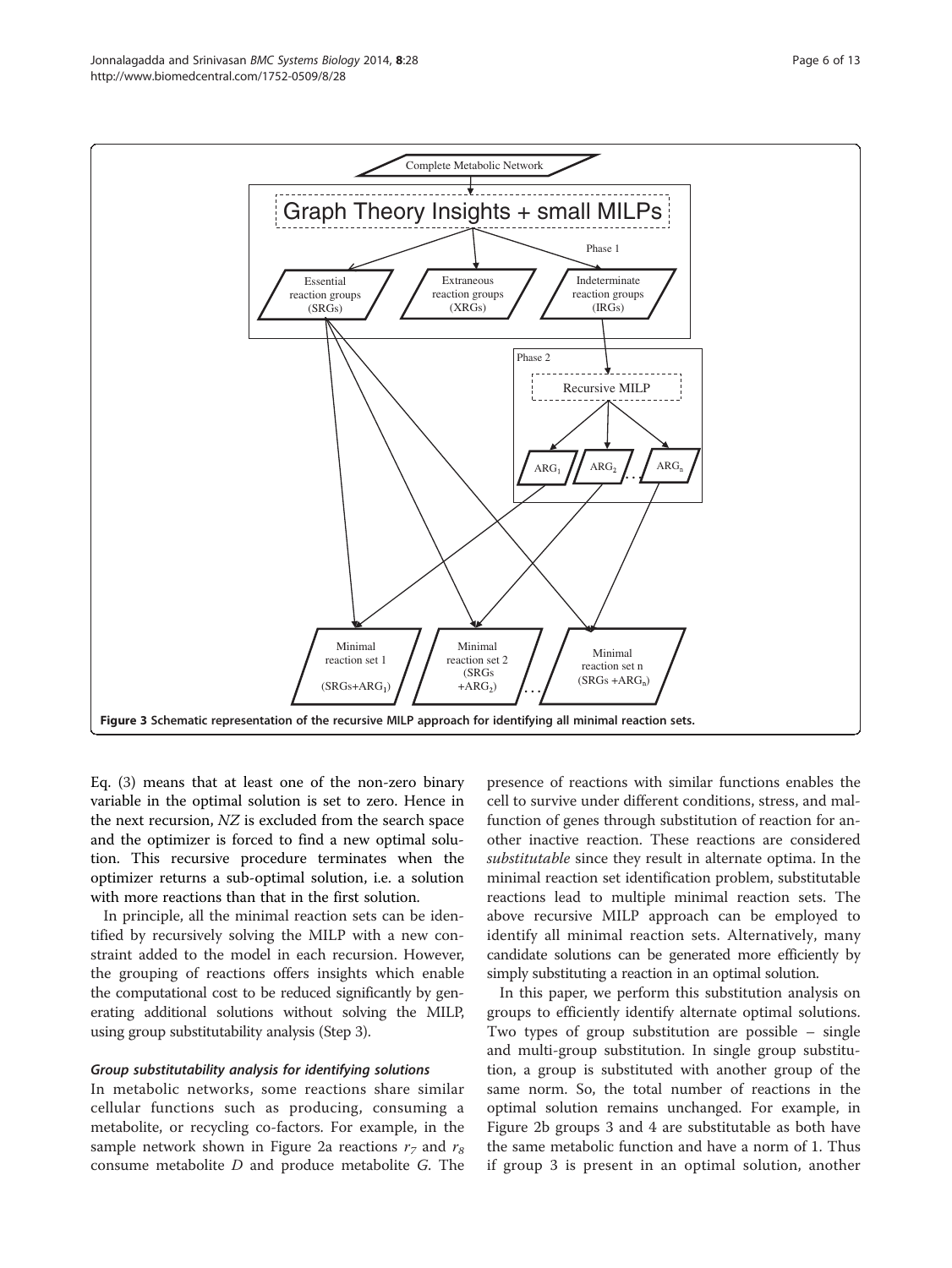Figure 3 Schematic representation of the recursive MILP approach for identifying all minimal reaction sets.

Eq. (3) means that at least one of the non-zero binary variable in the optimal solution is set to zero. Hence in the next recursion, $NZ$ is excluded from the search space and the optimizer is forced to find a new optimal solution. This recursive procedure terminates when the optimizer returns a sub-optimal solution, i.e. a solution with more reactions than that in the first solution.

In principle, all the minimal reaction sets can be identified by recursively solving the MILP with a new constraint added to the model in each recursion. However, the grouping of reactions offers insights which enable the computational cost to be reduced significantly by generating additional solutions without solving the MILP, using group substitutability analysis (Step 3).

#### *Group substitutability analysis for identifying solutions*

In metabolic networks, some reactions share similar cellular functions such as producing, consuming a metabolite, or recycling co-factors. For example, in the sample network shown in Figure 2a reactions $r_7$ and $r_8$ consume metabolite $D$ and produce metabolite $G$. The presence of reactions with similar functions enables the cell to survive under different conditions, stress, and malfunction of genes through substitution of reaction for another inactive reaction. These reactions are considered *substitutable* since they result in alternate optima. In the minimal reaction set identification problem, substitutable reactions lead to multiple minimal reaction sets. The above recursive MILP approach can be employed to identify all minimal reaction sets. Alternatively, many candidate solutions can be generated more efficiently by simply substituting a reaction in an optimal solution.

In this paper, we perform this substitution analysis on groups to efficiently identify alternate optimal solutions. Two types of group substitution are possible – single and multi-group substitution. In single group substitution, a group is substituted with another group of the same norm. So, the total number of reactions in the optimal solution remains unchanged. For example, in Figure 2b groups 3 and 4 are substitutable as both have the same metabolic function and have a norm of 1. Thus if group 3 is present in an optimal solution, another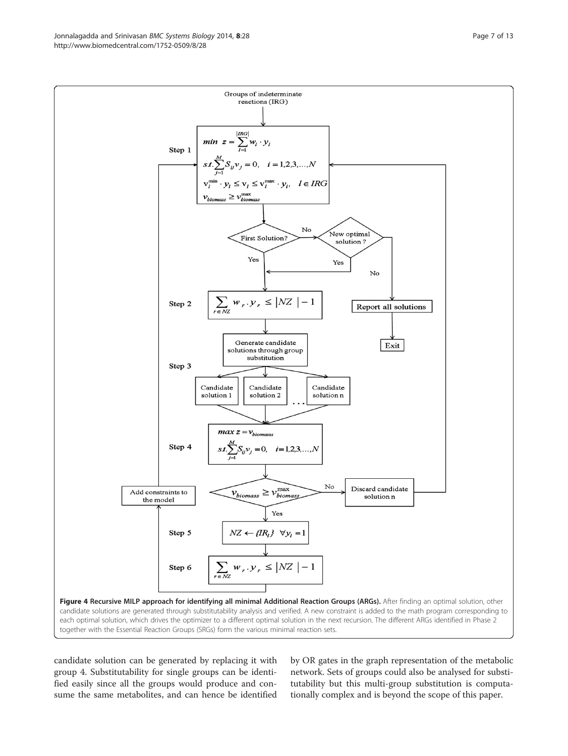**Figure 4 Recursive MILP approach for identifying all minimal Additional Reaction Groups (ARGs).** After finding an optimal solution, other candidate solutions are generated through substitutability analysis and verified. A new constraint is added to the math program corresponding to each optimal solution, which drives the optimizer to a different optimal solution in the next recursion. The different ARGs identified in Phase 2 together with the Essential Reaction Groups (SRGs) form the various minimal reaction sets.

candidate solution can be generated by replacing it with group 4. Substitutability for single groups can be identified easily since all the groups would produce and consume the same metabolites, and can hence be identified by OR gates in the graph representation of the metabolic network. Sets of groups could also be analysed for substitutability but this multi-group substitution is computationally complex and is beyond the scope of this paper.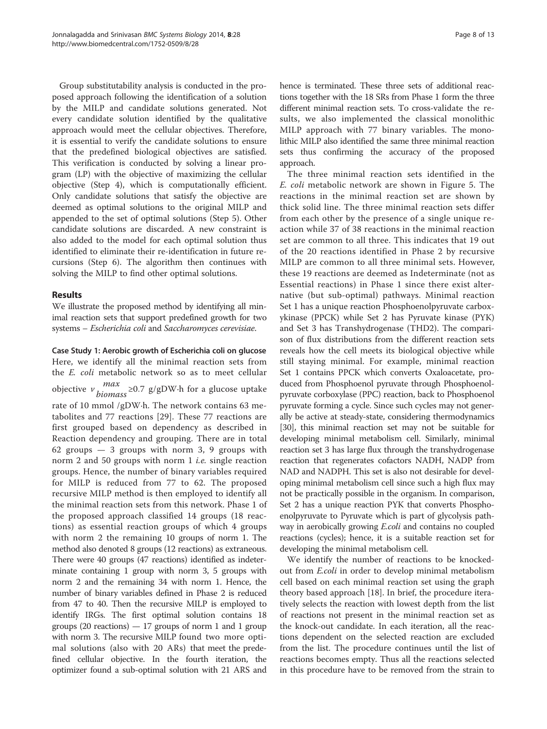Group substitutability analysis is conducted in the proposed approach following the identification of a solution by the MILP and candidate solutions generated. Not every candidate solution identified by the qualitative approach would meet the cellular objectives. Therefore, it is essential to verify the candidate solutions to ensure that the predefined biological objectives are satisfied. This verification is conducted by solving a linear program (LP) with the objective of maximizing the cellular objective (Step 4), which is computationally efficient. Only candidate solutions that satisfy the objective are deemed as optimal solutions to the original MILP and appended to the set of optimal solutions (Step 5). Other candidate solutions are discarded. A new constraint is also added to the model for each optimal solution thus identified to eliminate their re-identification in future recursions (Step 6). The algorithm then continues with solving the MILP to find other optimal solutions.

## Results

We illustrate the proposed method by identifying all minimal reaction sets that support predefined growth for two systems – *Escherichia coli* and *Saccharomyces cerevisiae.*

### Case Study 1: Aerobic growth of Escherichia coli on glucose

Here, we identify all the minimal reaction sets from the *E. coli* metabolic network so as to meet cellular objective $v_{biomass}^{max} \geq 0.7$ g/gDW·h for a glucose uptake rate of 10 mmol /gDW·h. The network contains 63 metabolites and 77 reactions [29]. These 77 reactions are first grouped based on dependency as described in Reaction dependency and grouping. There are in total 62 groups — 3 groups with norm 3, 9 groups with norm 2 and 50 groups with norm 1 *i.e.* single reaction groups. Hence, the number of binary variables required for MILP is reduced from 77 to 62. The proposed recursive MILP method is then employed to identify all the minimal reaction sets from this network. Phase 1 of the proposed approach classified 14 groups (18 reactions) as essential reaction groups of which 4 groups with norm 2 the remaining 10 groups of norm 1. The method also denoted 8 groups (12 reactions) as extraneous. There were 40 groups (47 reactions) identified as indeterminate containing 1 group with norm 3, 5 groups with norm 2 and the remaining 34 with norm 1. Hence, the number of binary variables defined in Phase 2 is reduced from 47 to 40. Then the recursive MILP is employed to identify IRGs. The first optimal solution contains 18 groups (20 reactions) — 17 groups of norm 1 and 1 group with norm 3. The recursive MILP found two more optimal solutions (also with 20 ARs) that meet the predefined cellular objective. In the fourth iteration, the optimizer found a sub-optimal solution with 21 ARS and hence is terminated. These three sets of additional reactions together with the 18 SRs from Phase 1 form the three different minimal reaction sets. To cross-validate the results, we also implemented the classical monolithic MILP approach with 77 binary variables. The monolithic MILP also identified the same three minimal reaction sets thus confirming the accuracy of the proposed approach.

The three minimal reaction sets identified in the *E. coli* metabolic network are shown in Figure 5. The reactions in the minimal reaction set are shown by thick solid line. The three minimal reaction sets differ from each other by the presence of a single unique reaction while 37 of 38 reactions in the minimal reaction set are common to all three. This indicates that 19 out of the 20 reactions identified in Phase 2 by recursive MILP are common to all three minimal sets. However, these 19 reactions are deemed as Indeterminate (not as Essential reactions) in Phase 1 since there exist alternative (but sub-optimal) pathways. Minimal reaction Set 1 has a unique reaction Phosphoenolpyruvate carboxykinase (PPCK) while Set 2 has Pyruvate kinase (PYK) and Set 3 has Transhydrogenase (THD2). The comparison of flux distributions from the different reaction sets reveals how the cell meets its biological objective while still staying minimal. For example, minimal reaction Set 1 contains PPCK which converts Oxaloacetate, produced from Phosphoenol pyruvate through Phosphoenolpyruvate corboxylase (PPC) reaction, back to Phosphoenol pyruvate forming a cycle. Since such cycles may not generally be active at steady-state, considering thermodynamics [30], this minimal reaction set may not be suitable for developing minimal metabolism cell. Similarly, minimal reaction set 3 has large flux through the transhydrogenase reaction that regenerates cofactors NADH, NADP from NAD and NADPH. This set is also not desirable for developing minimal metabolism cell since such a high flux may not be practically possible in the organism. In comparison, Set 2 has a unique reaction PYK that converts Phosphoenolpyruvate to Pyruvate which is part of glycolysis pathway in aerobically growing *E.coli* and contains no coupled reactions (cycles); hence, it is a suitable reaction set for developing the minimal metabolism cell.

We identify the number of reactions to be knocked-out from *E.coli* in order to develop minimal metabolism cell based on each minimal reaction set using the graph theory based approach [18]. In brief, the procedure iteratively selects the reaction with lowest depth from the list of reactions not present in the minimal reaction set as the knock-out candidate. In each iteration, all the reactions dependent on the selected reaction are excluded from the list. The procedure continues until the list of reactions becomes empty. Thus all the reactions selected in this procedure have to be removed from the strain to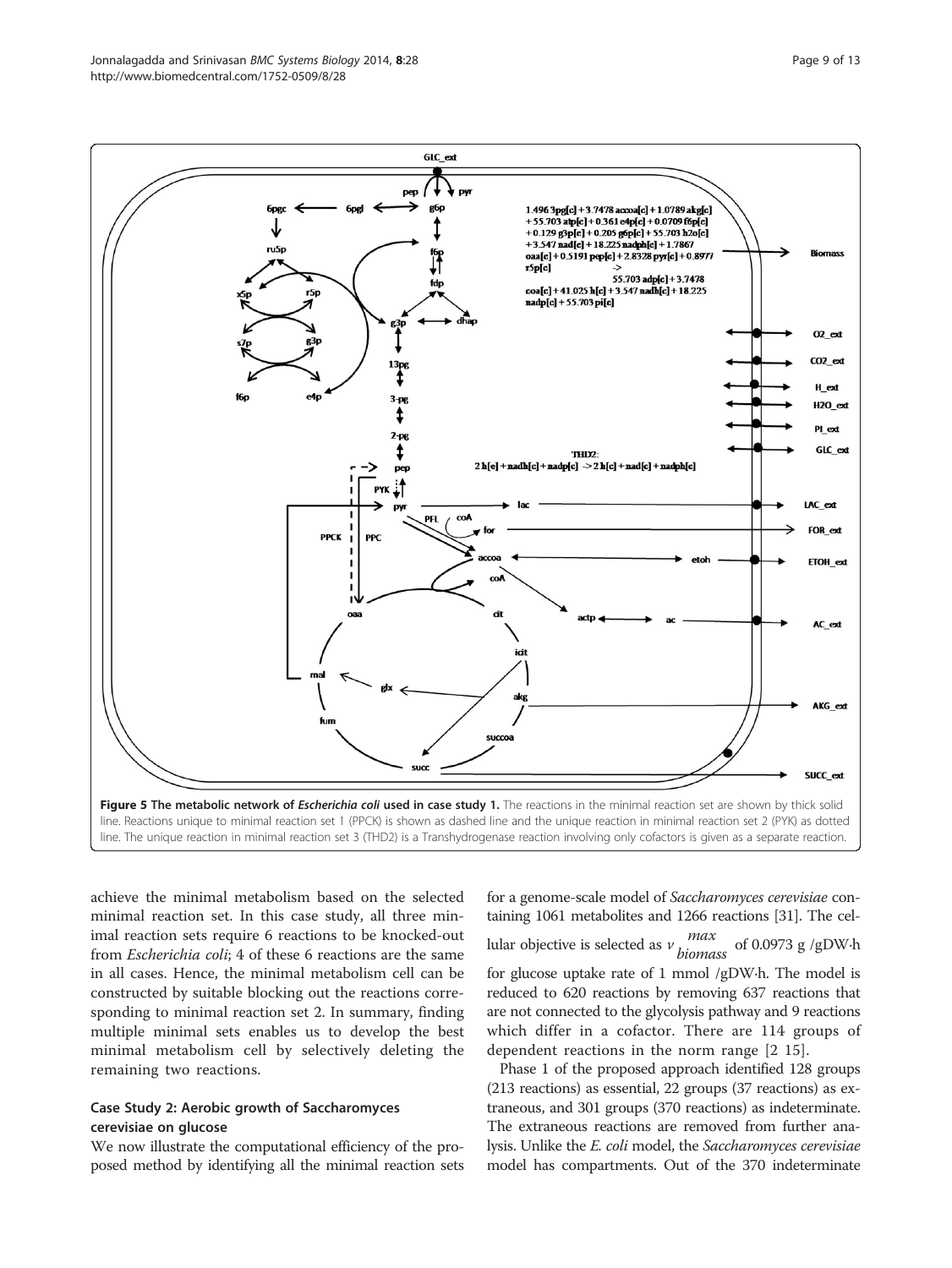**Figure 5 The metabolic network of *Escherichia coli* used in case study 1.** The reactions in the minimal reaction set are shown by thick solid line. Reactions unique to minimal reaction set 1 (PPCK) is shown as dashed line and the unique reaction in minimal reaction set 2 (PYK) as dotted line. The unique reaction in minimal reaction set 3 (THD2) is a Transhydrogenase reaction involving only cofactors is given as a separate reaction.

achieve the minimal metabolism based on the selected minimal reaction set. In this case study, all three minimal reaction sets require 6 reactions to be knocked-out from *Escherichia coli*; 4 of these 6 reactions are the same in all cases. Hence, the minimal metabolism cell can be constructed by suitable blocking out the reactions corresponding to minimal reaction set 2. In summary, finding multiple minimal sets enables us to develop the best minimal metabolism cell by selectively deleting the remaining two reactions.

### Case Study 2: Aerobic growth of Saccharomyces cerevisiae on glucose

We now illustrate the computational efficiency of the proposed method by identifying all the minimal reaction sets for a genome-scale model of *Saccharomyces cerevisiae* containing 1061 metabolites and 1266 reactions [31]. The cellular objective is selected as $v_{biomass}^{max}$ of 0.0973 g /gDW·h for glucose uptake rate of 1 mmol /gDW·h. The model is reduced to 620 reactions by removing 637 reactions that are not connected to the glycolysis pathway and 9 reactions which differ in a cofactor. There are 114 groups of dependent reactions in the norm range [2 15].

Phase 1 of the proposed approach identified 128 groups (213 reactions) as essential, 22 groups (37 reactions) as extraneous, and 301 groups (370 reactions) as indeterminate. The extraneous reactions are removed from further analysis. Unlike the *E. coli* model, the *Saccharomyces cerevisiae* model has compartments. Out of the 370 indeterminate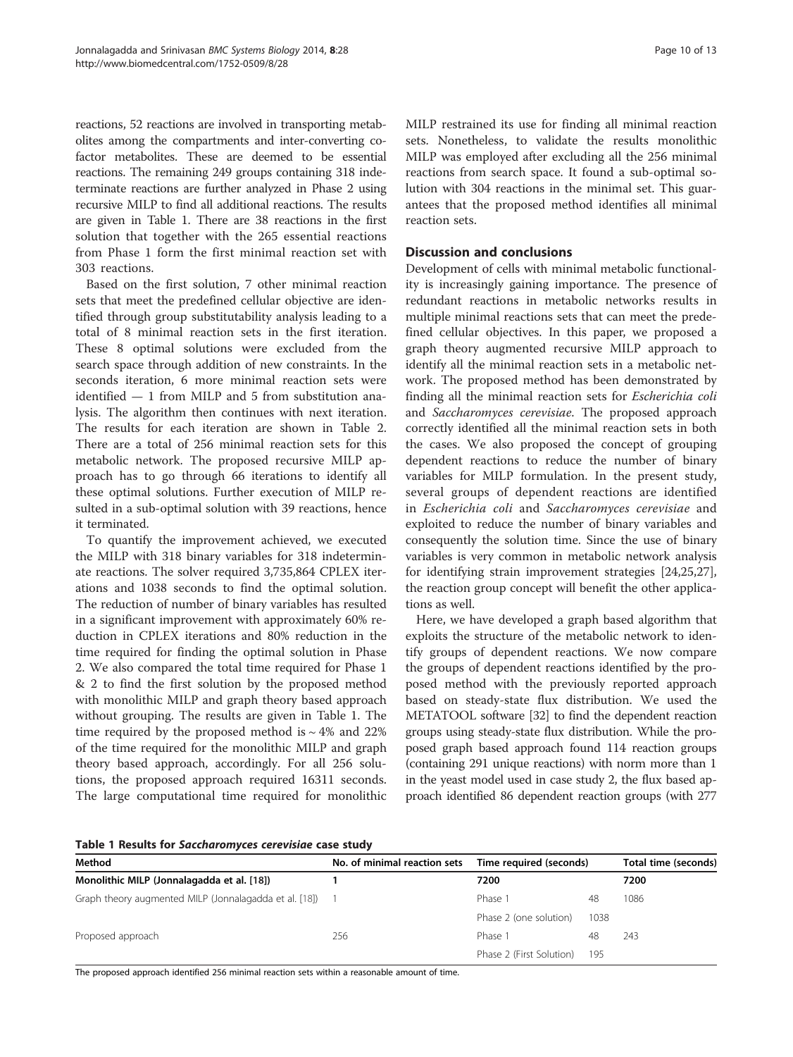reactions, 52 reactions are involved in transporting metabolites among the compartments and inter-converting cofactor metabolites. These are deemed to be essential reactions. The remaining 249 groups containing 318 indeterminate reactions are further analyzed in Phase 2 using recursive MILP to find all additional reactions. The results are given in Table 1. There are 38 reactions in the first solution that together with the 265 essential reactions from Phase 1 form the first minimal reaction set with 303 reactions.

Based on the first solution, 7 other minimal reaction sets that meet the predefined cellular objective are identified through group substitutability analysis leading to a total of 8 minimal reaction sets in the first iteration. These 8 optimal solutions were excluded from the search space through addition of new constraints. In the seconds iteration, 6 more minimal reaction sets were identified — 1 from MILP and 5 from substitution analysis. The algorithm then continues with next iteration. The results for each iteration are shown in Table 2. There are a total of 256 minimal reaction sets for this metabolic network. The proposed recursive MILP approach has to go through 66 iterations to identify all these optimal solutions. Further execution of MILP resulted in a sub-optimal solution with 39 reactions, hence it terminated.

To quantify the improvement achieved, we executed the MILP with 318 binary variables for 318 indeterminate reactions. The solver required 3,735,864 CPLEX iterations and 1038 seconds to find the optimal solution. The reduction of number of binary variables has resulted in a significant improvement with approximately 60% reduction in CPLEX iterations and 80% reduction in the time required for finding the optimal solution in Phase 2. We also compared the total time required for Phase 1 & 2 to find the first solution by the proposed method with monolithic MILP and graph theory based approach without grouping. The results are given in Table 1. The time required by the proposed method is ~ 4% and 22% of the time required for the monolithic MILP and graph theory based approach, accordingly. For all 256 solutions, the proposed approach required 16311 seconds. The large computational time required for monolithic MILP restrained its use for finding all minimal reaction sets. Nonetheless, to validate the results monolithic MILP was employed after excluding all the 256 minimal reactions from search space. It found a sub-optimal solution with 304 reactions in the minimal set. This guarantees that the proposed method identifies all minimal reaction sets.

## Discussion and conclusions

Development of cells with minimal metabolic functionality is increasingly gaining importance. The presence of redundant reactions in metabolic networks results in multiple minimal reactions sets that can meet the predefined cellular objectives. In this paper, we proposed a graph theory augmented recursive MILP approach to identify all the minimal reaction sets in a metabolic network. The proposed method has been demonstrated by finding all the minimal reaction sets for *Escherichia coli* and *Saccharomyces cerevisiae*. The proposed approach correctly identified all the minimal reaction sets in both the cases. We also proposed the concept of grouping dependent reactions to reduce the number of binary variables for MILP formulation. In the present study, several groups of dependent reactions are identified in *Escherichia coli* and *Saccharomyces cerevisiae* and exploited to reduce the number of binary variables and consequently the solution time. Since the use of binary variables is very common in metabolic network analysis for identifying strain improvement strategies [24,25,27], the reaction group concept will benefit the other applications as well.

Here, we have developed a graph based algorithm that exploits the structure of the metabolic network to identify groups of dependent reactions. We now compare the groups of dependent reactions identified by the proposed method with the previously reported approach based on steady-state flux distribution. We used the METATOOL software [32] to find the dependent reaction groups using steady-state flux distribution. While the proposed graph based approach found 114 reaction groups (containing 291 unique reactions) with norm more than 1 in the yeast model used in case study 2, the flux based approach identified 86 dependent reaction groups (with 277

**Table 1 Results for *Saccharomyces cerevisiae* case study**

| Method | No. of minimal reaction sets | Time required (seconds) | | Total time (seconds) |
|---|---|---|---|---|
| **Monolithic MILP (Jonnalagadda et al. [18])** | **1** | **7200** | | **7200** |
| Graph theory augmented MILP (Jonnalagadda et al. [18]) | 1 | Phase 1 | 48 | 1086 |
| | | Phase 2 (one solution) | 1038 | |
| Proposed approach | 256 | Phase 1 | 48 | 243 |
| | | Phase 2 (First Solution) | 195 | |

The proposed approach identified 256 minimal reaction sets within a reasonable amount of time.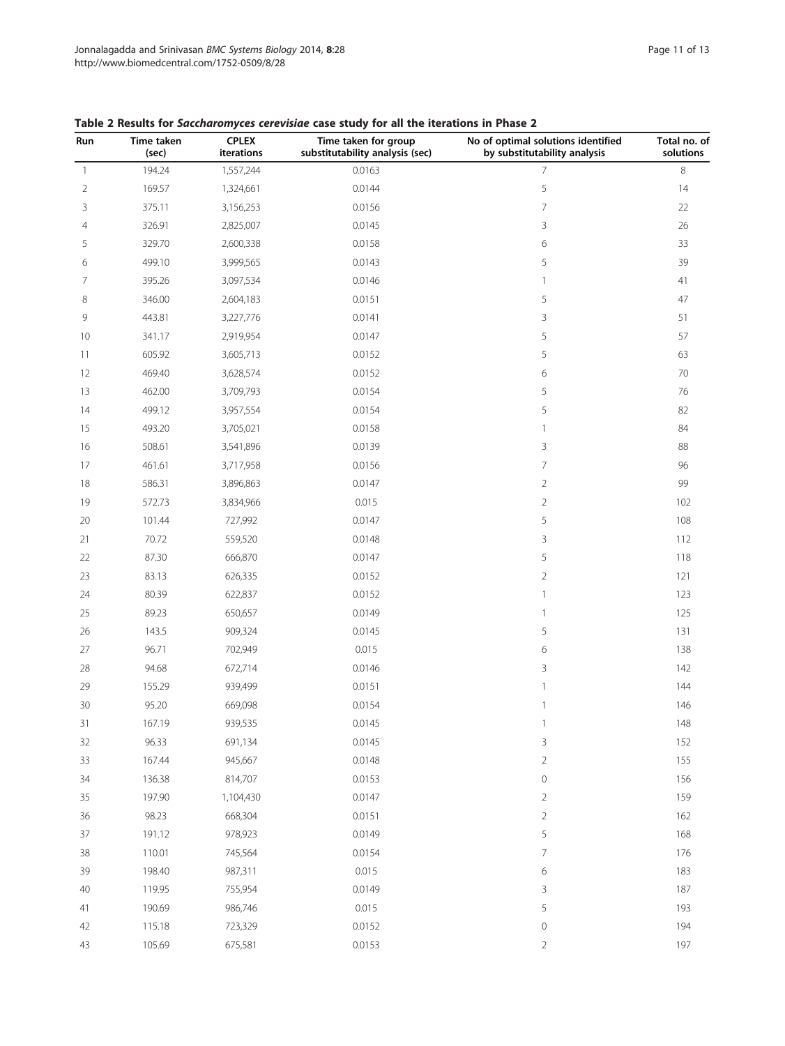**Table 2 Results for *Saccharomyces cerevisiae* case study for all the iterations in Phase 2**

| Run | Time taken (sec) | CPLEX iterations | Time taken for group substitutability analysis (sec) | No of optimal solutions identified by substitutability analysis | Total no. of solutions |
|---|---|---|---|---|---|
| 1 | 194.24 | 1,557,244 | 0.0163 | 7 | 8 |
| 2 | 169.57 | 1,324,661 | 0.0144 | 5 | 14 |
| 3 | 375.11 | 3,156,253 | 0.0156 | 7 | 22 |
| 4 | 326.91 | 2,825,007 | 0.0145 | 3 | 26 |
| 5 | 329.70 | 2,600,338 | 0.0158 | 6 | 33 |
| 6 | 499.10 | 3,999,565 | 0.0143 | 5 | 39 |
| 7 | 395.26 | 3,097,534 | 0.0146 | 1 | 41 |
| 8 | 346.00 | 2,604,183 | 0.0151 | 5 | 47 |
| 9 | 443.81 | 3,227,776 | 0.0141 | 3 | 51 |
| 10 | 341.17 | 2,919,954 | 0.0147 | 5 | 57 |
| 11 | 605.92 | 3,605,713 | 0.0152 | 5 | 63 |
| 12 | 469.40 | 3,628,574 | 0.0152 | 6 | 70 |
| 13 | 462.00 | 3,709,793 | 0.0154 | 5 | 76 |
| 14 | 499.12 | 3,957,554 | 0.0154 | 5 | 82 |
| 15 | 493.20 | 3,705,021 | 0.0158 | 1 | 84 |
| 16 | 508.61 | 3,541,896 | 0.0139 | 3 | 88 |
| 17 | 461.61 | 3,717,958 | 0.0156 | 7 | 96 |
| 18 | 586.31 | 3,896,863 | 0.0147 | 2 | 99 |
| 19 | 572.73 | 3,834,966 | 0.015 | 2 | 102 |
| 20 | 101.44 | 727,992 | 0.0147 | 5 | 108 |
| 21 | 70.72 | 559,520 | 0.0148 | 3 | 112 |
| 22 | 87.30 | 666,870 | 0.0147 | 5 | 118 |
| 23 | 83.13 | 626,335 | 0.0152 | 2 | 121 |
| 24 | 80.39 | 622,837 | 0.0152 | 1 | 123 |
| 25 | 89.23 | 650,657 | 0.0149 | 1 | 125 |
| 26 | 143.5 | 909,324 | 0.0145 | 5 | 131 |
| 27 | 96.71 | 702,949 | 0.015 | 6 | 138 |
| 28 | 94.68 | 672,714 | 0.0146 | 3 | 142 |
| 29 | 155.29 | 939,499 | 0.0151 | 1 | 144 |
| 30 | 95.20 | 669,098 | 0.0154 | 1 | 146 |
| 31 | 167.19 | 939,535 | 0.0145 | 1 | 148 |
| 32 | 96.33 | 691,134 | 0.0145 | 3 | 152 |
| 33 | 167.44 | 945,667 | 0.0148 | 2 | 155 |
| 34 | 136.38 | 814,707 | 0.0153 | 0 | 156 |
| 35 | 197.90 | 1,104,430 | 0.0147 | 2 | 159 |
| 36 | 98.23 | 668,304 | 0.0151 | 2 | 162 |
| 37 | 191.12 | 978,923 | 0.0149 | 5 | 168 |
| 38 | 110.01 | 745,564 | 0.0154 | 7 | 176 |
| 39 | 198.40 | 987,311 | 0.015 | 6 | 183 |
| 40 | 119.95 | 755,954 | 0.0149 | 3 | 187 |
| 41 | 190.69 | 986,746 | 0.015 | 5 | 193 |
| 42 | 115.18 | 723,329 | 0.0152 | 0 | 194 |
| 43 | 105.69 | 675,581 | 0.0153 | 2 | 197 |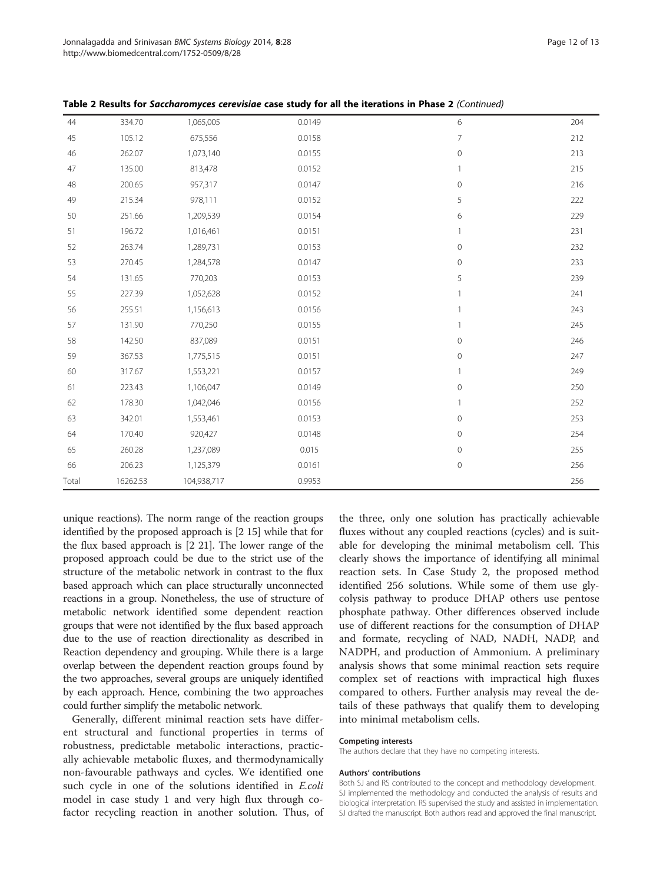**Table 2 Results for *Saccharomyces cerevisiae* case study for all the iterations in Phase 2** *(Continued)*

| | | | | | |
|---|---|---|---|---|---|
| 44 | 334.70 | 1,065,005 | 0.0149 | 6 | 204 |
| 45 | 105.12 | 675,556 | 0.0158 | 7 | 212 |
| 46 | 262.07 | 1,073,140 | 0.0155 | 0 | 213 |
| 47 | 135.00 | 813,478 | 0.0152 | 1 | 215 |
| 48 | 200.65 | 957,317 | 0.0147 | 0 | 216 |
| 49 | 215.34 | 978,111 | 0.0152 | 5 | 222 |
| 50 | 251.66 | 1,209,539 | 0.0154 | 6 | 229 |
| 51 | 196.72 | 1,016,461 | 0.0151 | 1 | 231 |
| 52 | 263.74 | 1,289,731 | 0.0153 | 0 | 232 |
| 53 | 270.45 | 1,284,578 | 0.0147 | 0 | 233 |
| 54 | 131.65 | 770,203 | 0.0153 | 5 | 239 |
| 55 | 227.39 | 1,052,628 | 0.0152 | 1 | 241 |
| 56 | 255.51 | 1,156,613 | 0.0156 | 1 | 243 |
| 57 | 131.90 | 770,250 | 0.0155 | 1 | 245 |
| 58 | 142.50 | 837,089 | 0.0151 | 0 | 246 |
| 59 | 367.53 | 1,775,515 | 0.0151 | 0 | 247 |
| 60 | 317.67 | 1,553,221 | 0.0157 | 1 | 249 |
| 61 | 223.43 | 1,106,047 | 0.0149 | 0 | 250 |
| 62 | 178.30 | 1,042,046 | 0.0156 | 1 | 252 |
| 63 | 342.01 | 1,553,461 | 0.0153 | 0 | 253 |
| 64 | 170.40 | 920,427 | 0.0148 | 0 | 254 |
| 65 | 260.28 | 1,237,089 | 0.015 | 0 | 255 |
| 66 | 206.23 | 1,125,379 | 0.0161 | 0 | 256 |
| Total | 16262.53 | 104,938,717 | 0.9953 | | 256 |

unique reactions). The norm range of the reaction groups identified by the proposed approach is [2 15] while that for the flux based approach is [2 21]. The lower range of the proposed approach could be due to the strict use of the structure of the metabolic network in contrast to the flux based approach which can place structurally unconnected reactions in a group. Nonetheless, the use of structure of metabolic network identified some dependent reaction groups that were not identified by the flux based approach due to the use of reaction directionality as described in Reaction dependency and grouping. While there is a large overlap between the dependent reaction groups found by the two approaches, several groups are uniquely identified by each approach. Hence, combining the two approaches could further simplify the metabolic network.

Generally, different minimal reaction sets have different structural and functional properties in terms of robustness, predictable metabolic interactions, practically achievable metabolic fluxes, and thermodynamically non-favourable pathways and cycles. We identified one such cycle in one of the solutions identified in *E.coli* model in case study 1 and very high flux through cofactor recycling reaction in another solution. Thus, of the three, only one solution has practically achievable fluxes without any coupled reactions (cycles) and is suitable for developing the minimal metabolism cell. This clearly shows the importance of identifying all minimal reaction sets. In Case Study 2, the proposed method identified 256 solutions. While some of them use glycolysis pathway to produce DHAP others use pentose phosphate pathway. Other differences observed include use of different reactions for the consumption of DHAP and formate, recycling of NAD, NADH, NADP, and NADPH, and production of Ammonium. A preliminary analysis shows that some minimal reaction sets require complex set of reactions with impractical high fluxes compared to others. Further analysis may reveal the details of these pathways that qualify them to developing into minimal metabolism cells.

#### Competing interests

The authors declare that they have no competing interests.

#### Authors' contributions

Both SJ and RS contributed to the concept and methodology development. SJ implemented the methodology and conducted the analysis of results and biological interpretation. RS supervised the study and assisted in implementation. SJ drafted the manuscript. Both authors read and approved the final manuscript.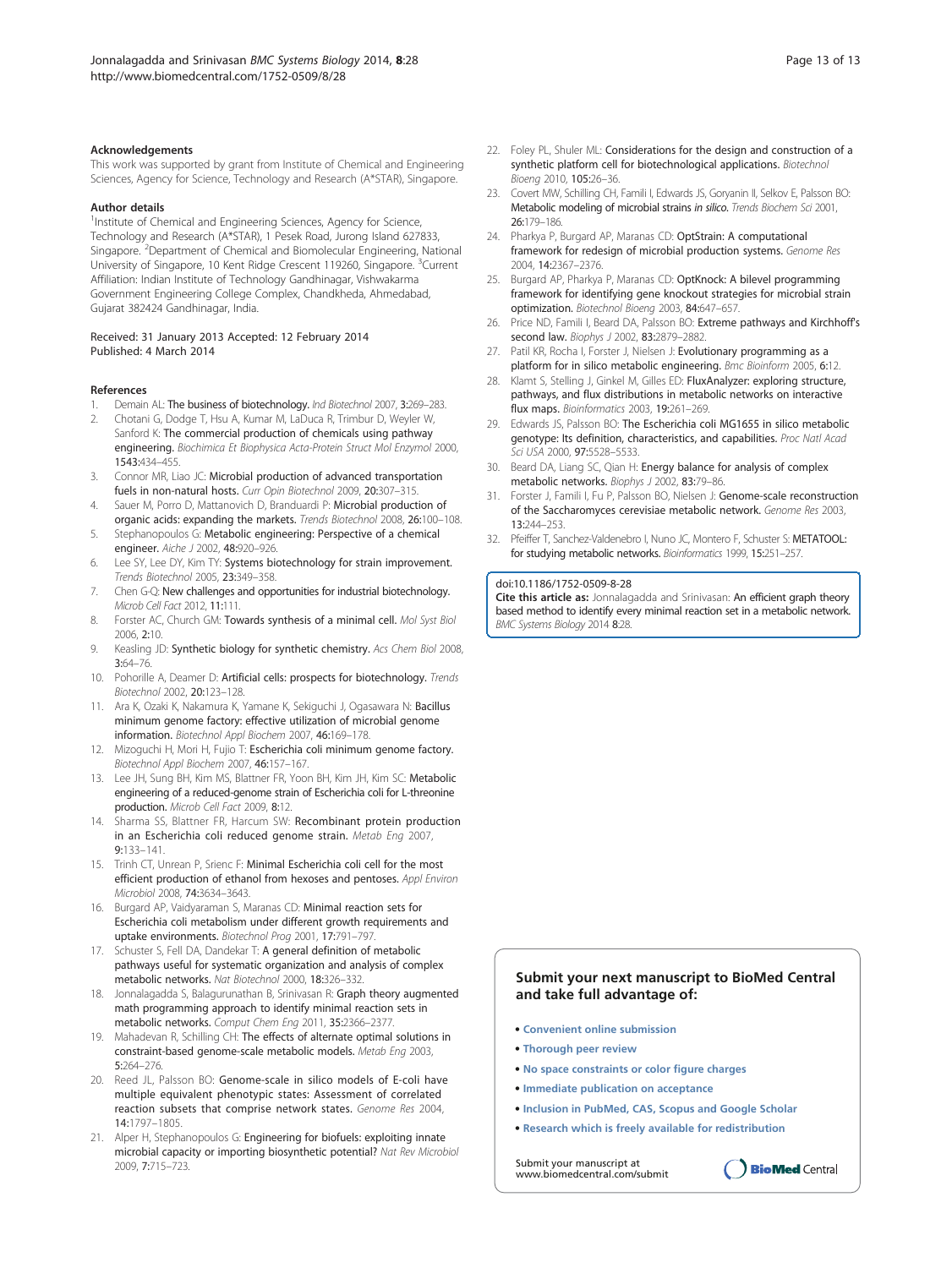### Acknowledgements

This work was supported by grant from Institute of Chemical and Engineering Sciences, Agency for Science, Technology and Research (A*STAR), Singapore.

### Author details

[1]Institute of Chemical and Engineering Sciences, Agency for Science, Technology and Research (A*STAR), 1 Pesek Road, Jurong Island 627833, Singapore. [2]Department of Chemical and Biomolecular Engineering, National University of Singapore, 10 Kent Ridge Crescent 119260, Singapore. [3]Current Affiliation: Indian Institute of Technology Gandhinagar, Vishwakarma Government Engineering College Complex, Chandkheda, Ahmedabad, Gujarat 382424 Gandhinagar, India.

Received: 31 January 2013 Accepted: 12 February 2014
Published: 4 March 2014

### References

1. Demain AL: **The business of biotechnology.** *Ind Biotechnol* 2007, **3:**269–283.
2. Chotani G, Dodge T, Hsu A, Kumar M, LaDuca R, Trimbur D, Weyler W, Sanford K: **The commercial production of chemicals using pathway engineering.** *Biochimica Et Biophysica Acta-Protein Struct Mol Enzymol* 2000, **1543:**434–455.
3. Connor MR, Liao JC: **Microbial production of advanced transportation fuels in non-natural hosts.** *Curr Opin Biotechnol* 2009, **20:**307–315.
4. Sauer M, Porro D, Mattanovich D, Branduardi P: **Microbial production of organic acids: expanding the markets.** *Trends Biotechnol* 2008, **26:**100–108.
5. Stephanopoulos G: **Metabolic engineering: Perspective of a chemical engineer.** *Aiche J* 2002, **48:**920–926.
6. Lee SY, Lee DY, Kim TY: **Systems biotechnology for strain improvement.** *Trends Biotechnol* 2005, **23:**349–358.
7. Chen G-Q: **New challenges and opportunities for industrial biotechnology.** *Microb Cell Fact* 2012, **11:**111.
8. Forster AC, Church GM: **Towards synthesis of a minimal cell.** *Mol Syst Biol* 2006, **2:**10.
9. Keasling JD: **Synthetic biology for synthetic chemistry.** *Acs Chem Biol* 2008, **3:**64–76.
10. Pohorille A, Deamer D: **Artificial cells: prospects for biotechnology.** *Trends Biotechnol* 2002, **20:**123–128.
11. Ara K, Ozaki K, Nakamura K, Yamane K, Sekiguchi J, Ogasawara N: **Bacillus minimum genome factory: effective utilization of microbial genome information.** *Biotechnol Appl Biochem* 2007, **46:**169–178.
12. Mizoguchi H, Mori H, Fujio T: **Escherichia coli minimum genome factory.** *Biotechnol Appl Biochem* 2007, **46:**157–167.
13. Lee JH, Sung BH, Kim MS, Blattner FR, Yoon BH, Kim JH, Kim SC: **Metabolic engineering of a reduced-genome strain of Escherichia coli for L-threonine production.** *Microb Cell Fact* 2009, **8:**12.
14. Sharma SS, Blattner FR, Harcum SW: **Recombinant protein production in an Escherichia coli reduced genome strain.** *Metab Eng* 2007, **9:**133–141.
15. Trinh CT, Unrean P, Srienc F: **Minimal Escherichia coli cell for the most efficient production of ethanol from hexoses and pentoses.** *Appl Environ Microbiol* 2008, **74:**3634–3643.
16. Burgard AP, Vaidyaraman S, Maranas CD: **Minimal reaction sets for Escherichia coli metabolism under different growth requirements and uptake environments.** *Biotechnol Prog* 2001, **17:**791–797.
17. Schuster S, Fell DA, Dandekar T: **A general definition of metabolic pathways useful for systematic organization and analysis of complex metabolic networks.** *Nat Biotechnol* 2000, **18:**326–332.
18. Jonnalagadda S, Balagurunathan B, Srinivasan R: **Graph theory augmented math programming approach to identify minimal reaction sets in metabolic networks.** *Comput Chem Eng* 2011, **35:**2366–2377.
19. Mahadevan R, Schilling CH: **The effects of alternate optimal solutions in constraint-based genome-scale metabolic models.** *Metab Eng* 2003, **5:**264–276.
20. Reed JL, Palsson BO: **Genome-scale in silico models of E-coli have multiple equivalent phenotypic states: Assessment of correlated reaction subsets that comprise network states.** *Genome Res* 2004, **14:**1797–1805.
21. Alper H, Stephanopoulos G: **Engineering for biofuels: exploiting innate microbial capacity or importing biosynthetic potential?** *Nat Rev Microbiol* 2009, **7:**715–723.
22. Foley PL, Shuler ML: **Considerations for the design and construction of a synthetic platform cell for biotechnological applications.** *Biotechnol Bioeng* 2010, **105:**26–36.
23. Covert MW, Schilling CH, Famili I, Edwards JS, Goryanin II, Selkov E, Palsson BO: **Metabolic modeling of microbial strains *in silico*.** *Trends Biochem Sci* 2001, **26:**179–186.
24. Pharkya P, Burgard AP, Maranas CD: **OptStrain: A computational framework for redesign of microbial production systems.** *Genome Res* 2004, **14:**2367–2376.
25. Burgard AP, Pharkya P, Maranas CD: **OptKnock: A bilevel programming framework for identifying gene knockout strategies for microbial strain optimization.** *Biotechnol Bioeng* 2003, **84:**647–657.
26. Price ND, Famili I, Beard DA, Palsson BO: **Extreme pathways and Kirchhoff's second law.** *Biophys J* 2002, **83:**2879–2882.
27. Patil KR, Rocha I, Forster J, Nielsen J: **Evolutionary programming as a platform for in silico metabolic engineering.** *Bmc Bioinform* 2005, **6:**12.
28. Klamt S, Stelling J, Ginkel M, Gilles ED: **FluxAnalyzer: exploring structure, pathways, and flux distributions in metabolic networks on interactive flux maps.** *Bioinformatics* 2003, **19:**261–269.
29. Edwards JS, Palsson BO: **The Escherichia coli MG1655 in silico metabolic genotype: Its definition, characteristics, and capabilities.** *Proc Natl Acad Sci USA* 2000, **97:**5528–5533.
30. Beard DA, Liang SC, Qian H: **Energy balance for analysis of complex metabolic networks.** *Biophys J* 2002, **83:**79–86.
31. Forster J, Famili I, Fu P, Palsson BO, Nielsen J: **Genome-scale reconstruction of the Saccharomyces cerevisiae metabolic network.** *Genome Res* 2003, **13:**244–253.
32. Pfeiffer T, Sanchez-Valdenebro I, Nuno JC, Montero F, Schuster S: **METATOOL: for studying metabolic networks.** *Bioinformatics* 1999, **15:**251–257.

doi:10.1186/1752-0509-8-28
**Cite this article as:** Jonnalagadda and Srinivasan: An efficient graph theory based method to identify every minimal reaction set in a metabolic network. *BMC Systems Biology* 2014 **8**:28.